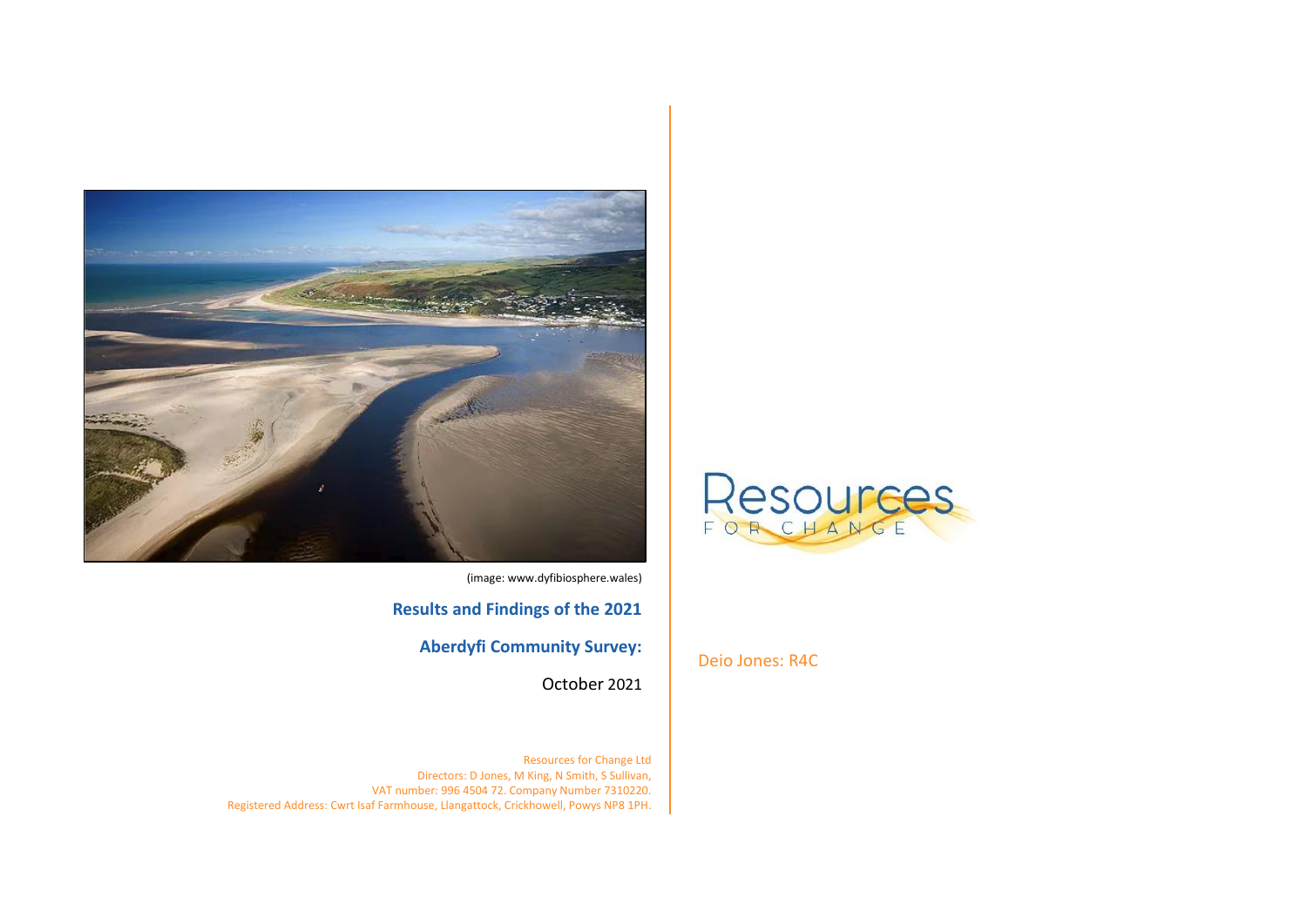(image: www.dyfibiosphere.wales)

# Results and Findings of the 2021 Aberdyfi Community Survey:

October 2021

Resources for Change Ltd
Directors: D Jones, M King, N Smith, S Sullivan,
VAT number: 996 4504 72. Company Number 7310220.
Registered Address: Cwrt Isaf Farmhouse, Llangattock, Crickhowell, Powys NP8 1PH.

Resources FOR CHANGE

Deio Jones: R4C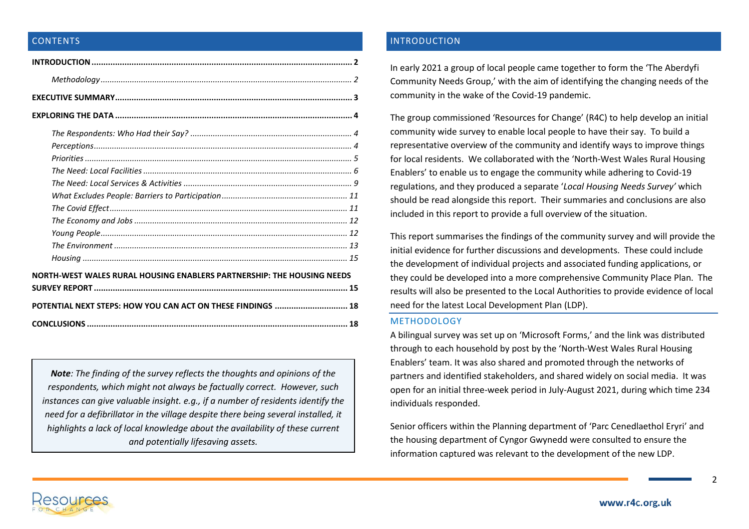## CONTENTS

**INTRODUCTION** ... 2

*Methodology* ... 2

**EXECUTIVE SUMMARY** ... 3

**EXPLORING THE DATA** ... 4

*The Respondents: Who Had their Say?* ... 4
*Perceptions* ... 4
*Priorities* ... 5
*The Need: Local Facilities* ... 6
*The Need: Local Services & Activities* ... 9
*What Excludes People: Barriers to Participation* ... 11
*The Covid Effect* ... 11
*The Economy and Jobs* ... 12
*Young People* ... 12
*The Environment* ... 13
*Housing* ... 15

**NORTH-WEST WALES RURAL HOUSING ENABLERS PARTNERSHIP: THE HOUSING NEEDS SURVEY REPORT** ... 15

**POTENTIAL NEXT STEPS: HOW YOU CAN ACT ON THESE FINDINGS** ... 18

**CONCLUSIONS** ... 18

> ***Note**: The finding of the survey reflects the thoughts and opinions of the respondents, which might not always be factually correct. However, such instances can give valuable insight. e.g., if a number of residents identify the need for a defibrillator in the village despite there being several installed, it highlights a lack of local knowledge about the availability of these current and potentially lifesaving assets.*

## INTRODUCTION

In early 2021 a group of local people came together to form the 'The Aberdyfi Community Needs Group,' with the aim of identifying the changing needs of the community in the wake of the Covid-19 pandemic.

The group commissioned 'Resources for Change' (R4C) to help develop an initial community wide survey to enable local people to have their say. To build a representative overview of the community and identify ways to improve things for local residents. We collaborated with the 'North-West Wales Rural Housing Enablers' to enable us to engage the community while adhering to Covid-19 regulations, and they produced a separate '*Local Housing Needs Survey*' which should be read alongside this report. Their summaries and conclusions are also included in this report to provide a full overview of the situation.

This report summarises the findings of the community survey and will provide the initial evidence for further discussions and developments. These could include the development of individual projects and associated funding applications, or they could be developed into a more comprehensive Community Place Plan. The results will also be presented to the Local Authorities to provide evidence of local need for the latest Local Development Plan (LDP).

### METHODOLOGY

A bilingual survey was set up on 'Microsoft Forms,' and the link was distributed through to each household by post by the 'North-West Wales Rural Housing Enablers' team. It was also shared and promoted through the networks of partners and identified stakeholders, and shared widely on social media. It was open for an initial three-week period in July-August 2021, during which time 234 individuals responded.

Senior officers within the Planning department of 'Parc Cenedlaethol Eryri' and the housing department of Cyngor Gwynedd were consulted to ensure the information captured was relevant to the development of the new LDP.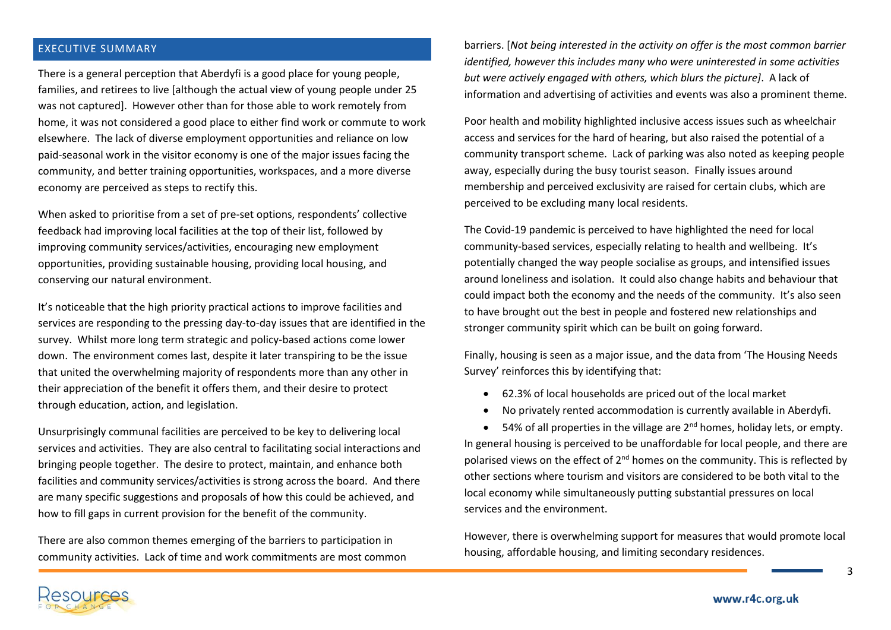## EXECUTIVE SUMMARY

There is a general perception that Aberdyfi is a good place for young people, families, and retirees to live [although the actual view of young people under 25 was not captured]. However other than for those able to work remotely from home, it was not considered a good place to either find work or commute to work elsewhere. The lack of diverse employment opportunities and reliance on low paid-seasonal work in the visitor economy is one of the major issues facing the community, and better training opportunities, workspaces, and a more diverse economy are perceived as steps to rectify this.

When asked to prioritise from a set of pre-set options, respondents' collective feedback had improving local facilities at the top of their list, followed by improving community services/activities, encouraging new employment opportunities, providing sustainable housing, providing local housing, and conserving our natural environment.

It's noticeable that the high priority practical actions to improve facilities and services are responding to the pressing day-to-day issues that are identified in the survey. Whilst more long term strategic and policy-based actions come lower down. The environment comes last, despite it later transpiring to be the issue that united the overwhelming majority of respondents more than any other in their appreciation of the benefit it offers them, and their desire to protect through education, action, and legislation.

Unsurprisingly communal facilities are perceived to be key to delivering local services and activities. They are also central to facilitating social interactions and bringing people together. The desire to protect, maintain, and enhance both facilities and community services/activities is strong across the board. And there are many specific suggestions and proposals of how this could be achieved, and how to fill gaps in current provision for the benefit of the community.

There are also common themes emerging of the barriers to participation in community activities. Lack of time and work commitments are most common barriers. [*Not being interested in the activity on offer is the most common barrier identified, however this includes many who were uninterested in some activities but were actively engaged with others, which blurs the picture]*. A lack of information and advertising of activities and events was also a prominent theme.

Poor health and mobility highlighted inclusive access issues such as wheelchair access and services for the hard of hearing, but also raised the potential of a community transport scheme. Lack of parking was also noted as keeping people away, especially during the busy tourist season. Finally issues around membership and perceived exclusivity are raised for certain clubs, which are perceived to be excluding many local residents.

The Covid-19 pandemic is perceived to have highlighted the need for local community-based services, especially relating to health and wellbeing. It's potentially changed the way people socialise as groups, and intensified issues around loneliness and isolation. It could also change habits and behaviour that could impact both the economy and the needs of the community. It's also seen to have brought out the best in people and fostered new relationships and stronger community spirit which can be built on going forward.

Finally, housing is seen as a major issue, and the data from 'The Housing Needs Survey' reinforces this by identifying that:

- 62.3% of local households are priced out of the local market
- No privately rented accommodation is currently available in Aberdyfi.
- 54% of all properties in the village are 2nd homes, holiday lets, or empty.

In general housing is perceived to be unaffordable for local people, and there are polarised views on the effect of 2nd homes on the community. This is reflected by other sections where tourism and visitors are considered to be both vital to the local economy while simultaneously putting substantial pressures on local services and the environment.

However, there is overwhelming support for measures that would promote local housing, affordable housing, and limiting secondary residences.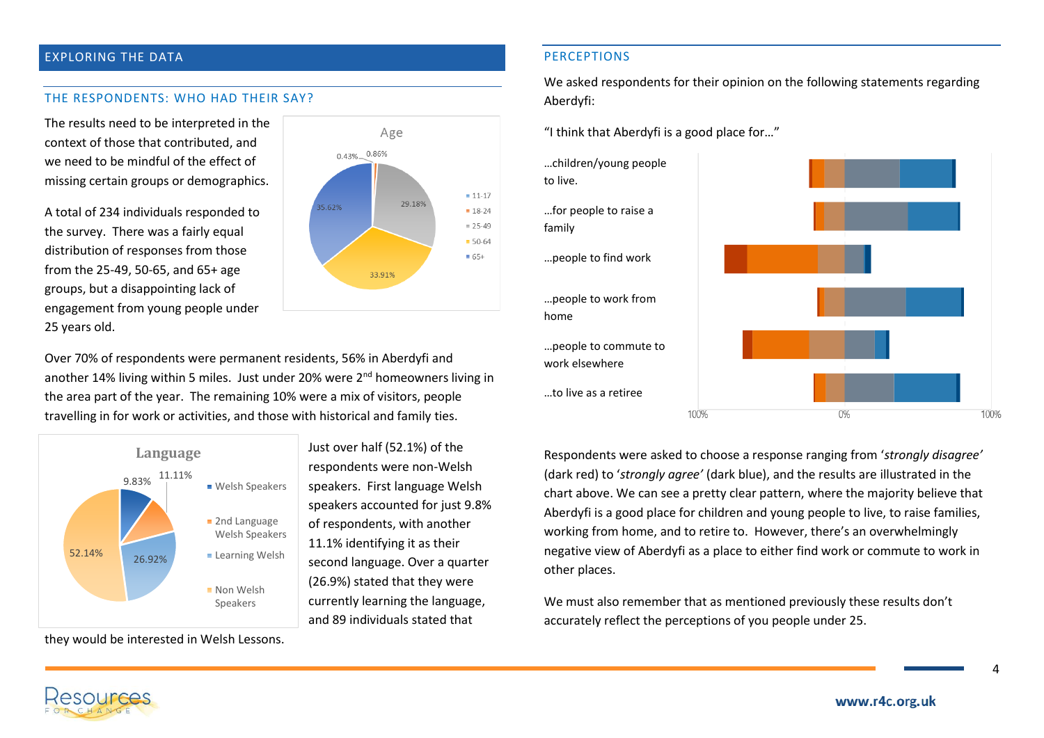## EXPLORING THE DATA

### THE RESPONDENTS: WHO HAD THEIR SAY?

The results need to be interpreted in the context of those that contributed, and we need to be mindful of the effect of missing certain groups or demographics.

A total of 234 individuals responded to the survey. There was a fairly equal distribution of responses from those from the 25-49, 50-65, and 65+ age groups, but a disappointing lack of engagement from young people under 25 years old.

Age

0.43%
0.86%
29.18%
35.62%
33.91%

11-17
18-24
25-49
50-64
65+

Over 70% of respondents were permanent residents, 56% in Aberdyfi and another 14% living within 5 miles. Just under 20% were 2nd homeowners living in the area part of the year. The remaining 10% were a mix of visitors, people travelling in for work or activities, and those with historical and family ties.

Language

9.83%
11.11%
52.14%
26.92%

Welsh Speakers
2nd Language Welsh Speakers
Learning Welsh
Non Welsh Speakers

Just over half (52.1%) of the respondents were non-Welsh speakers. First language Welsh speakers accounted for just 9.8% of respondents, with another 11.1% identifying it as their second language. Over a quarter (26.9%) stated that they were currently learning the language, and 89 individuals stated that they would be interested in Welsh Lessons.

### PERCEPTIONS

We asked respondents for their opinion on the following statements regarding Aberdyfi:

"I think that Aberdyfi is a good place for…"

…children/young people to live.
…for people to raise a family
…people to find work
…people to work from home
…people to commute to work elsewhere
…to live as a retiree

100%
0%
100%

Respondents were asked to choose a response ranging from '*strongly disagree'* (dark red) to '*strongly agree'* (dark blue), and the results are illustrated in the chart above. We can see a pretty clear pattern, where the majority believe that Aberdyfi is a good place for children and young people to live, to raise families, working from home, and to retire to. However, there's an overwhelmingly negative view of Aberdyfi as a place to either find work or commute to work in other places.

We must also remember that as mentioned previously these results don't accurately reflect the perceptions of you people under 25.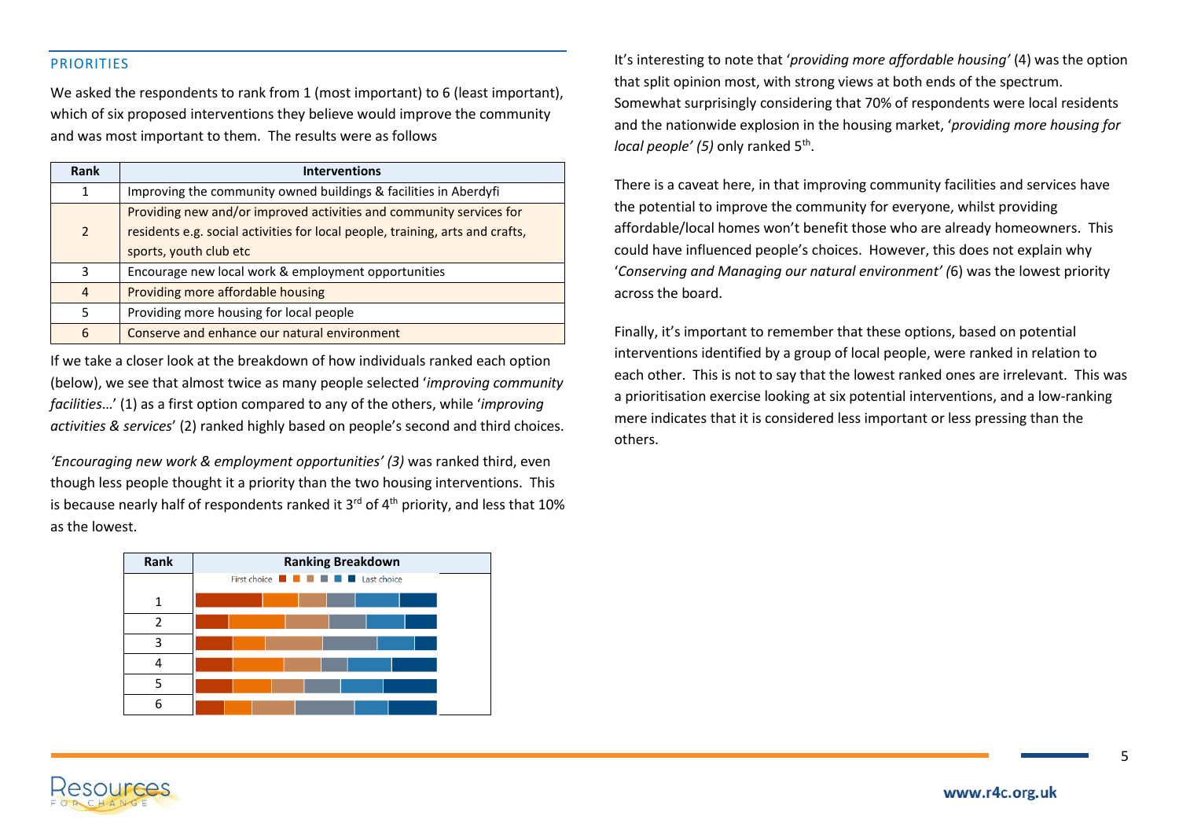## PRIORITIES

We asked the respondents to rank from 1 (most important) to 6 (least important), which of six proposed interventions they believe would improve the community and was most important to them. The results were as follows

| Rank | Interventions |
| --- | --- |
| 1 | Improving the community owned buildings & facilities in Aberdyfi |
| 2 | Providing new and/or improved activities and community services for residents e.g. social activities for local people, training, arts and crafts, sports, youth club etc |
| 3 | Encourage new local work & employment opportunities |
| 4 | Providing more affordable housing |
| 5 | Providing more housing for local people |
| 6 | Conserve and enhance our natural environment |

If we take a closer look at the breakdown of how individuals ranked each option (below), we see that almost twice as many people selected '*improving community facilities*…' (1) as a first option compared to any of the others, while '*improving activities & services*' (2) ranked highly based on people's second and third choices.

*'Encouraging new work & employment opportunities' (3)* was ranked third, even though less people thought it a priority than the two housing interventions. This is because nearly half of respondents ranked it 3rd of 4th priority, and less that 10% as the lowest.

Rank
Ranking Breakdown
First choice
Last choice
1
2
3
4
5
6

It's interesting to note that '*providing more affordable housing'* (4) was the option that split opinion most, with strong views at both ends of the spectrum. Somewhat surprisingly considering that 70% of respondents were local residents and the nationwide explosion in the housing market, '*providing more housing for local people' (5)* only ranked 5th.

There is a caveat here, in that improving community facilities and services have the potential to improve the community for everyone, whilst providing affordable/local homes won't benefit those who are already homeowners. This could have influenced people's choices. However, this does not explain why '*Conserving and Managing our natural environment' (*6) was the lowest priority across the board.

Finally, it's important to remember that these options, based on potential interventions identified by a group of local people, were ranked in relation to each other. This is not to say that the lowest ranked ones are irrelevant. This was a prioritisation exercise looking at six potential interventions, and a low-ranking mere indicates that it is considered less important or less pressing than the others.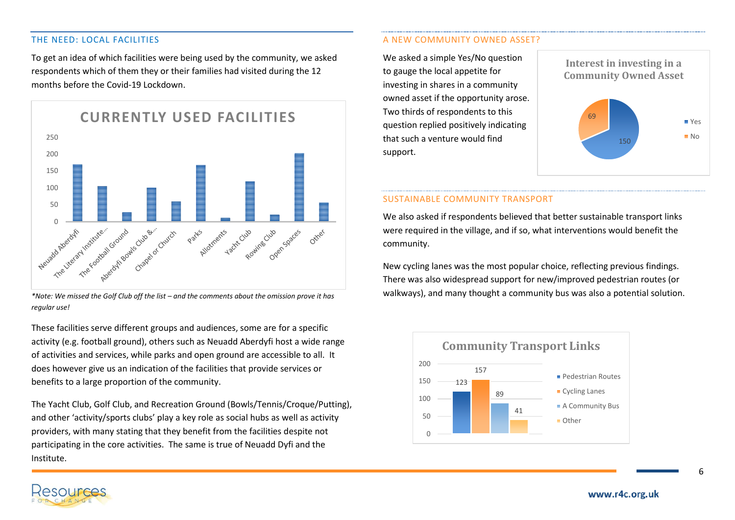## THE NEED: LOCAL FACILITIES

To get an idea of which facilities were being used by the community, we asked respondents which of them they or their families had visited during the 12 months before the Covid-19 Lockdown.

CURRENTLY USED FACILITIES

250
200
150
100
50
0

Neuadd Aberdyfi
The Literary Institute...
The Football Ground
Aberdyfi Bowls Club &...
Chapel or Church
Parks
Allotments
Yacht Club
Rowing Club
Open Spaces
Other

*\*Note: We missed the Golf Club off the list – and the comments about the omission prove it has regular use!*

These facilities serve different groups and audiences, some are for a specific activity (e.g. football ground), others such as Neuadd Aberdyfi host a wide range of activities and services, while parks and open ground are accessible to all. It does however give us an indication of the facilities that provide services or benefits to a large proportion of the community.

The Yacht Club, Golf Club, and Recreation Ground (Bowls/Tennis/Croque/Putting), and other 'activity/sports clubs' play a key role as social hubs as well as activity providers, with many stating that they benefit from the facilities despite not participating in the core activities. The same is true of Neuadd Dyfi and the Institute.

## A NEW COMMUNITY OWNED ASSET?

We asked a simple Yes/No question to gauge the local appetite for investing in shares in a community owned asset if the opportunity arose. Two thirds of respondents to this question replied positively indicating that such a venture would find support.

Interest in investing in a Community Owned Asset

69
150

Yes
No

## SUSTAINABLE COMMUNITY TRANSPORT

We also asked if respondents believed that better sustainable transport links were required in the village, and if so, what interventions would benefit the community.

New cycling lanes was the most popular choice, reflecting previous findings. There was also widespread support for new/improved pedestrian routes (or walkways), and many thought a community bus was also a potential solution.

Community Transport Links

200
150
100
50
0

123
157
89
41

Pedestrian Routes
Cycling Lanes
A Community Bus
Other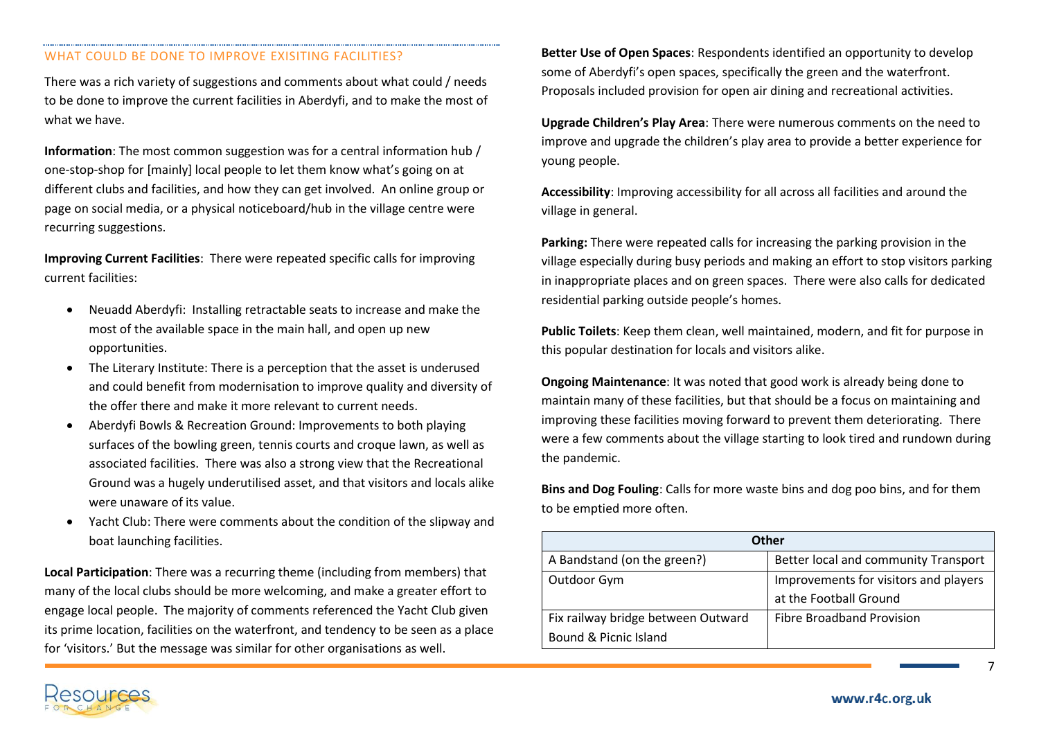## WHAT COULD BE DONE TO IMPROVE EXISITING FACILITIES?

There was a rich variety of suggestions and comments about what could / needs to be done to improve the current facilities in Aberdyfi, and to make the most of what we have.

**Information**: The most common suggestion was for a central information hub / one-stop-shop for [mainly] local people to let them know what's going on at different clubs and facilities, and how they can get involved. An online group or page on social media, or a physical noticeboard/hub in the village centre were recurring suggestions.

**Improving Current Facilities**: There were repeated specific calls for improving current facilities:

- Neuadd Aberdyfi: Installing retractable seats to increase and make the most of the available space in the main hall, and open up new opportunities.
- The Literary Institute: There is a perception that the asset is underused and could benefit from modernisation to improve quality and diversity of the offer there and make it more relevant to current needs.
- Aberdyfi Bowls & Recreation Ground: Improvements to both playing surfaces of the bowling green, tennis courts and croque lawn, as well as associated facilities. There was also a strong view that the Recreational Ground was a hugely underutilised asset, and that visitors and locals alike were unaware of its value.
- Yacht Club: There were comments about the condition of the slipway and boat launching facilities.

**Local Participation**: There was a recurring theme (including from members) that many of the local clubs should be more welcoming, and make a greater effort to engage local people. The majority of comments referenced the Yacht Club given its prime location, facilities on the waterfront, and tendency to be seen as a place for 'visitors.' But the message was similar for other organisations as well.

**Better Use of Open Spaces**: Respondents identified an opportunity to develop some of Aberdyfi's open spaces, specifically the green and the waterfront. Proposals included provision for open air dining and recreational activities.

**Upgrade Children's Play Area**: There were numerous comments on the need to improve and upgrade the children's play area to provide a better experience for young people.

**Accessibility**: Improving accessibility for all across all facilities and around the village in general.

**Parking:** There were repeated calls for increasing the parking provision in the village especially during busy periods and making an effort to stop visitors parking in inappropriate places and on green spaces. There were also calls for dedicated residential parking outside people's homes.

**Public Toilets**: Keep them clean, well maintained, modern, and fit for purpose in this popular destination for locals and visitors alike.

**Ongoing Maintenance**: It was noted that good work is already being done to maintain many of these facilities, but that should be a focus on maintaining and improving these facilities moving forward to prevent them deteriorating. There were a few comments about the village starting to look tired and rundown during the pandemic.

**Bins and Dog Fouling**: Calls for more waste bins and dog poo bins, and for them to be emptied more often.

| Other | |
|---|---|
| A Bandstand (on the green?) | Better local and community Transport |
| Outdoor Gym | Improvements for visitors and players at the Football Ground |
| Fix railway bridge between Outward Bound & Picnic Island | Fibre Broadband Provision |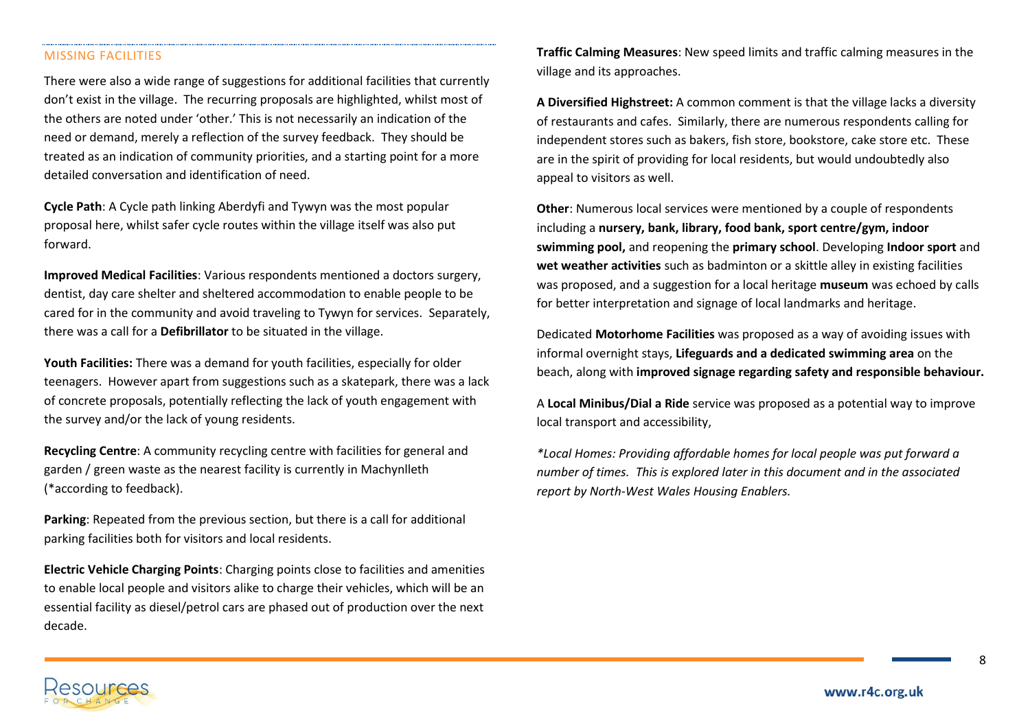## MISSING FACILITIES

There were also a wide range of suggestions for additional facilities that currently don't exist in the village. The recurring proposals are highlighted, whilst most of the others are noted under 'other.' This is not necessarily an indication of the need or demand, merely a reflection of the survey feedback. They should be treated as an indication of community priorities, and a starting point for a more detailed conversation and identification of need.

**Cycle Path**: A Cycle path linking Aberdyfi and Tywyn was the most popular proposal here, whilst safer cycle routes within the village itself was also put forward.

**Improved Medical Facilities**: Various respondents mentioned a doctors surgery, dentist, day care shelter and sheltered accommodation to enable people to be cared for in the community and avoid traveling to Tywyn for services. Separately, there was a call for a **Defibrillator** to be situated in the village.

**Youth Facilities:** There was a demand for youth facilities, especially for older teenagers. However apart from suggestions such as a skatepark, there was a lack of concrete proposals, potentially reflecting the lack of youth engagement with the survey and/or the lack of young residents.

**Recycling Centre**: A community recycling centre with facilities for general and garden / green waste as the nearest facility is currently in Machynlleth (*according to feedback).

**Parking**: Repeated from the previous section, but there is a call for additional parking facilities both for visitors and local residents.

**Electric Vehicle Charging Points**: Charging points close to facilities and amenities to enable local people and visitors alike to charge their vehicles, which will be an essential facility as diesel/petrol cars are phased out of production over the next decade.

**Traffic Calming Measures**: New speed limits and traffic calming measures in the village and its approaches.

**A Diversified Highstreet:** A common comment is that the village lacks a diversity of restaurants and cafes. Similarly, there are numerous respondents calling for independent stores such as bakers, fish store, bookstore, cake store etc. These are in the spirit of providing for local residents, but would undoubtedly also appeal to visitors as well.

**Other**: Numerous local services were mentioned by a couple of respondents including a **nursery, bank, library, food bank, sport centre/gym, indoor swimming pool,** and reopening the **primary school**. Developing **Indoor sport** and **wet weather activities** such as badminton or a skittle alley in existing facilities was proposed, and a suggestion for a local heritage **museum** was echoed by calls for better interpretation and signage of local landmarks and heritage.

Dedicated **Motorhome Facilities** was proposed as a way of avoiding issues with informal overnight stays, **Lifeguards and a dedicated swimming area** on the beach, along with **improved signage regarding safety and responsible behaviour.**

A **Local Minibus/Dial a Ride** service was proposed as a potential way to improve local transport and accessibility,

*\*Local Homes: Providing affordable homes for local people was put forward a number of times. This is explored later in this document and in the associated report by North-West Wales Housing Enablers.*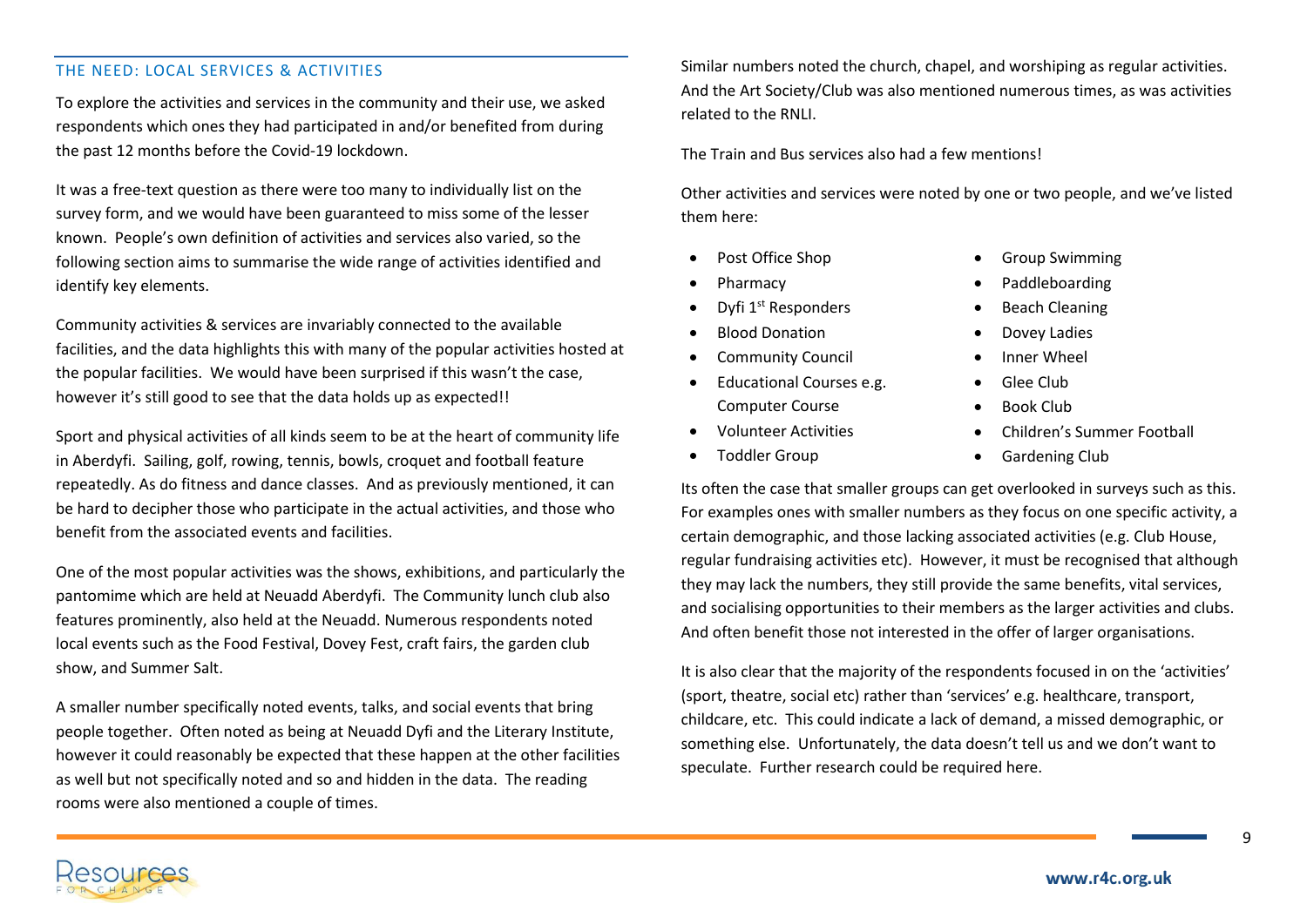## THE NEED: LOCAL SERVICES & ACTIVITIES

To explore the activities and services in the community and their use, we asked respondents which ones they had participated in and/or benefited from during the past 12 months before the Covid-19 lockdown.

It was a free-text question as there were too many to individually list on the survey form, and we would have been guaranteed to miss some of the lesser known. People's own definition of activities and services also varied, so the following section aims to summarise the wide range of activities identified and identify key elements.

Community activities & services are invariably connected to the available facilities, and the data highlights this with many of the popular activities hosted at the popular facilities. We would have been surprised if this wasn't the case, however it's still good to see that the data holds up as expected!!

Sport and physical activities of all kinds seem to be at the heart of community life in Aberdyfi. Sailing, golf, rowing, tennis, bowls, croquet and football feature repeatedly. As do fitness and dance classes. And as previously mentioned, it can be hard to decipher those who participate in the actual activities, and those who benefit from the associated events and facilities.

One of the most popular activities was the shows, exhibitions, and particularly the pantomime which are held at Neuadd Aberdyfi. The Community lunch club also features prominently, also held at the Neuadd. Numerous respondents noted local events such as the Food Festival, Dovey Fest, craft fairs, the garden club show, and Summer Salt.

A smaller number specifically noted events, talks, and social events that bring people together. Often noted as being at Neuadd Dyfi and the Literary Institute, however it could reasonably be expected that these happen at the other facilities as well but not specifically noted and so and hidden in the data. The reading rooms were also mentioned a couple of times.

Similar numbers noted the church, chapel, and worshiping as regular activities. And the Art Society/Club was also mentioned numerous times, as was activities related to the RNLI.

The Train and Bus services also had a few mentions!

Other activities and services were noted by one or two people, and we've listed them here:

- Post Office Shop
- Pharmacy
- Dyfi 1st Responders
- Blood Donation
- Community Council
- Educational Courses e.g. Computer Course
- Volunteer Activities
- Toddler Group
- Group Swimming
- Paddleboarding
- Beach Cleaning
- Dovey Ladies
- Inner Wheel
- Glee Club
- Book Club
- Children's Summer Football
- Gardening Club

Its often the case that smaller groups can get overlooked in surveys such as this. For examples ones with smaller numbers as they focus on one specific activity, a certain demographic, and those lacking associated activities (e.g. Club House, regular fundraising activities etc). However, it must be recognised that although they may lack the numbers, they still provide the same benefits, vital services, and socialising opportunities to their members as the larger activities and clubs. And often benefit those not interested in the offer of larger organisations.

It is also clear that the majority of the respondents focused in on the 'activities' (sport, theatre, social etc) rather than 'services' e.g. healthcare, transport, childcare, etc. This could indicate a lack of demand, a missed demographic, or something else. Unfortunately, the data doesn't tell us and we don't want to speculate. Further research could be required here.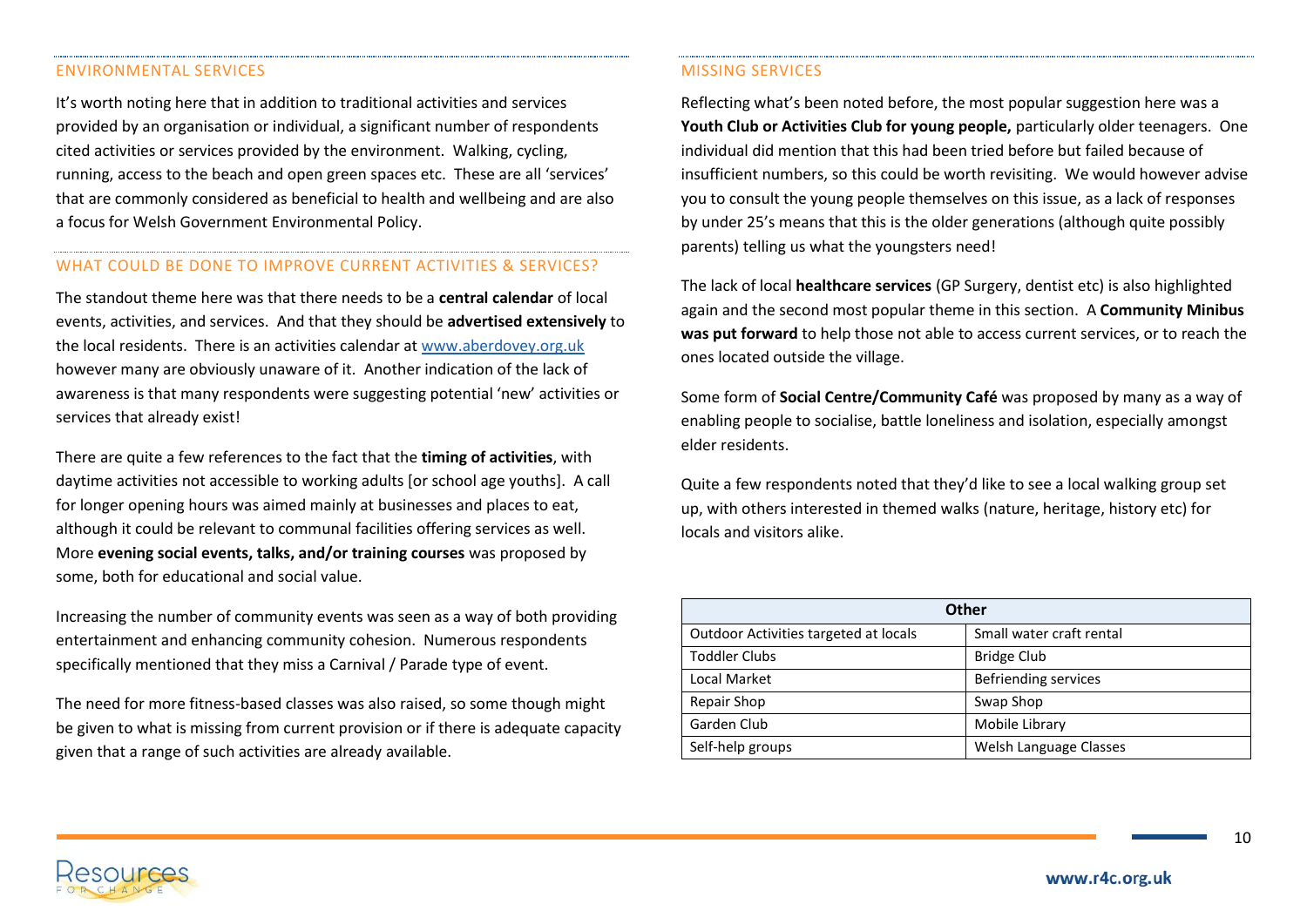## ENVIRONMENTAL SERVICES

It's worth noting here that in addition to traditional activities and services provided by an organisation or individual, a significant number of respondents cited activities or services provided by the environment. Walking, cycling, running, access to the beach and open green spaces etc. These are all 'services' that are commonly considered as beneficial to health and wellbeing and are also a focus for Welsh Government Environmental Policy.

## WHAT COULD BE DONE TO IMPROVE CURRENT ACTIVITIES & SERVICES?

The standout theme here was that there needs to be a **central calendar** of local events, activities, and services. And that they should be **advertised extensively** to the local residents. There is an activities calendar at www.aberdovey.org.uk however many are obviously unaware of it. Another indication of the lack of awareness is that many respondents were suggesting potential 'new' activities or services that already exist!

There are quite a few references to the fact that the **timing of activities**, with daytime activities not accessible to working adults [or school age youths]. A call for longer opening hours was aimed mainly at businesses and places to eat, although it could be relevant to communal facilities offering services as well. More **evening social events, talks, and/or training courses** was proposed by some, both for educational and social value.

Increasing the number of community events was seen as a way of both providing entertainment and enhancing community cohesion. Numerous respondents specifically mentioned that they miss a Carnival / Parade type of event.

The need for more fitness-based classes was also raised, so some though might be given to what is missing from current provision or if there is adequate capacity given that a range of such activities are already available.

## MISSING SERVICES

Reflecting what's been noted before, the most popular suggestion here was a **Youth Club or Activities Club for young people,** particularly older teenagers. One individual did mention that this had been tried before but failed because of insufficient numbers, so this could be worth revisiting. We would however advise you to consult the young people themselves on this issue, as a lack of responses by under 25's means that this is the older generations (although quite possibly parents) telling us what the youngsters need!

The lack of local **healthcare services** (GP Surgery, dentist etc) is also highlighted again and the second most popular theme in this section. A **Community Minibus was put forward** to help those not able to access current services, or to reach the ones located outside the village.

Some form of **Social Centre/Community Café** was proposed by many as a way of enabling people to socialise, battle loneliness and isolation, especially amongst elder residents.

Quite a few respondents noted that they'd like to see a local walking group set up, with others interested in themed walks (nature, heritage, history etc) for locals and visitors alike.

| Other | |
|---|---|
| Outdoor Activities targeted at locals | Small water craft rental |
| Toddler Clubs | Bridge Club |
| Local Market | Befriending services |
| Repair Shop | Swap Shop |
| Garden Club | Mobile Library |
| Self-help groups | Welsh Language Classes |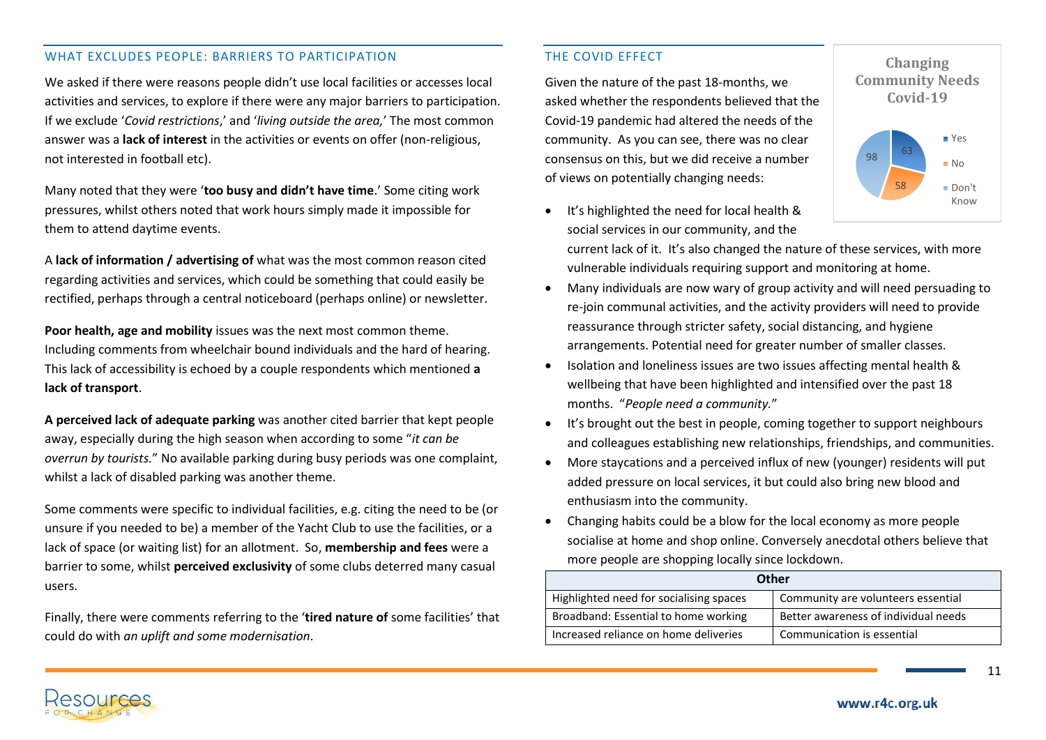## WHAT EXCLUDES PEOPLE: BARRIERS TO PARTICIPATION

We asked if there were reasons people didn't use local facilities or accesses local activities and services, to explore if there were any major barriers to participation. If we exclude '*Covid restrictions*,' and '*living outside the area,*' The most common answer was a **lack of interest** in the activities or events on offer (non-religious, not interested in football etc).

Many noted that they were '**too busy and didn't have time**.' Some citing work pressures, whilst others noted that work hours simply made it impossible for them to attend daytime events.

A **lack of information / advertising of** what was the most common reason cited regarding activities and services, which could be something that could easily be rectified, perhaps through a central noticeboard (perhaps online) or newsletter.

**Poor health, age and mobility** issues was the next most common theme. Including comments from wheelchair bound individuals and the hard of hearing. This lack of accessibility is echoed by a couple respondents which mentioned **a lack of transport**.

**A perceived lack of adequate parking** was another cited barrier that kept people away, especially during the high season when according to some "*it can be overrun by tourists.*" No available parking during busy periods was one complaint, whilst a lack of disabled parking was another theme.

Some comments were specific to individual facilities, e.g. citing the need to be (or unsure if you needed to be) a member of the Yacht Club to use the facilities, or a lack of space (or waiting list) for an allotment. So, **membership and fees** were a barrier to some, whilst **perceived exclusivity** of some clubs deterred many casual users.

Finally, there were comments referring to the '**tired nature of** some facilities' that could do with *an uplift and some modernisation*.

## THE COVID EFFECT

Given the nature of the past 18-months, we asked whether the respondents believed that the Covid-19 pandemic had altered the needs of the community. As you can see, there was no clear consensus on this, but we did receive a number of views on potentially changing needs:

Changing Community Needs Covid-19

63
58
98

Yes
No
Don't Know

- It's highlighted the need for local health & social services in our community, and the current lack of it. It's also changed the nature of these services, with more vulnerable individuals requiring support and monitoring at home.
- Many individuals are now wary of group activity and will need persuading to re-join communal activities, and the activity providers will need to provide reassurance through stricter safety, social distancing, and hygiene arrangements. Potential need for greater number of smaller classes.
- Isolation and loneliness issues are two issues affecting mental health & wellbeing that have been highlighted and intensified over the past 18 months. "*People need a community.*"
- It's brought out the best in people, coming together to support neighbours and colleagues establishing new relationships, friendships, and communities.
- More staycations and a perceived influx of new (younger) residents will put added pressure on local services, it but could also bring new blood and enthusiasm into the community.
- Changing habits could be a blow for the local economy as more people socialise at home and shop online. Conversely anecdotal others believe that more people are shopping locally since lockdown.

| Other | |
|---|---|
| Highlighted need for socialising spaces | Community are volunteers essential |
| Broadband: Essential to home working | Better awareness of individual needs |
| Increased reliance on home deliveries | Communication is essential |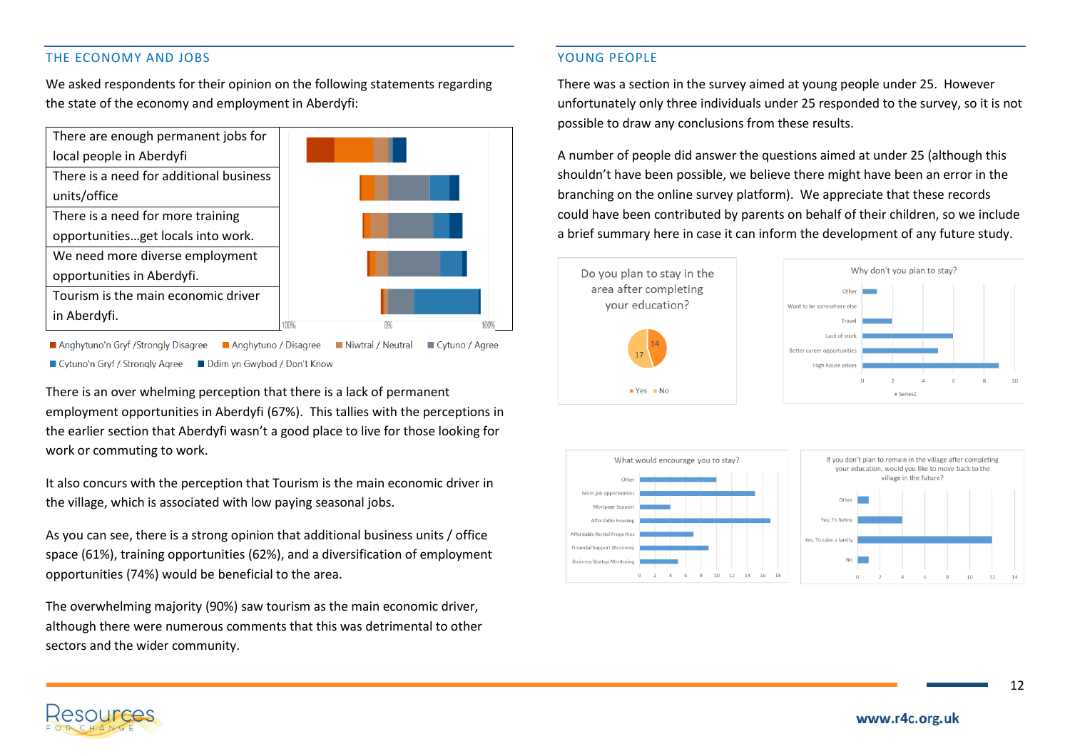## THE ECONOMY AND JOBS

We asked respondents for their opinion on the following statements regarding the state of the economy and employment in Aberdyfi:

There are enough permanent jobs for local people in Aberdyfi

There is a need for additional business units/office

There is a need for more training opportunities…get locals into work.

We need more diverse employment opportunities in Aberdyfi.

Tourism is the main economic driver in Aberdyfi.

100% 0% 100%

Anghytuno'n Gryf /Strongly Disagree
Anghytuno / Disagree
Niwtral / Neutral
Cytuno / Agree
Cytuno'n Gryf / Strongly Agree
Ddim yn Gwybod / Don't Know

There is an over whelming perception that there is a lack of permanent employment opportunities in Aberdyfi (67%). This tallies with the perceptions in the earlier section that Aberdyfi wasn't a good place to live for those looking for work or commuting to work.

It also concurs with the perception that Tourism is the main economic driver in the village, which is associated with low paying seasonal jobs.

As you can see, there is a strong opinion that additional business units / office space (61%), training opportunities (62%), and a diversification of employment opportunities (74%) would be beneficial to the area.

The overwhelming majority (90%) saw tourism as the main economic driver, although there were numerous comments that this was detrimental to other sectors and the wider community.

## YOUNG PEOPLE

There was a section in the survey aimed at young people under 25. However unfortunately only three individuals under 25 responded to the survey, so it is not possible to draw any conclusions from these results.

A number of people did answer the questions aimed at under 25 (although this shouldn't have been possible, we believe there might have been an error in the branching on the online survey platform). We appreciate that these records could have been contributed by parents on behalf of their children, so we include a brief summary here in case it can inform the development of any future study.

Do you plan to stay in the area after completing your education?

14
17

Yes No

Why don't you plan to stay?

Other
Want to be somewhere else
Travel
Lack of work
Better career opportunities
High house prices

0 2 4 6 8 10

Series1

What would encourage you to stay?

Other
More job opportunities
Mortgage Support
Affordable Housing
Affordable Rental Properties
Financial Support (Business)
Business Startup Mentoring

0 2 4 6 8 10 12 14 16 18

If you don't plan to remain in the village after completing your education, would you like to move back to the village in the future?

Other
Yes: To Retire
Yes: To raise a family
No

0 2 4 6 8 10 12 14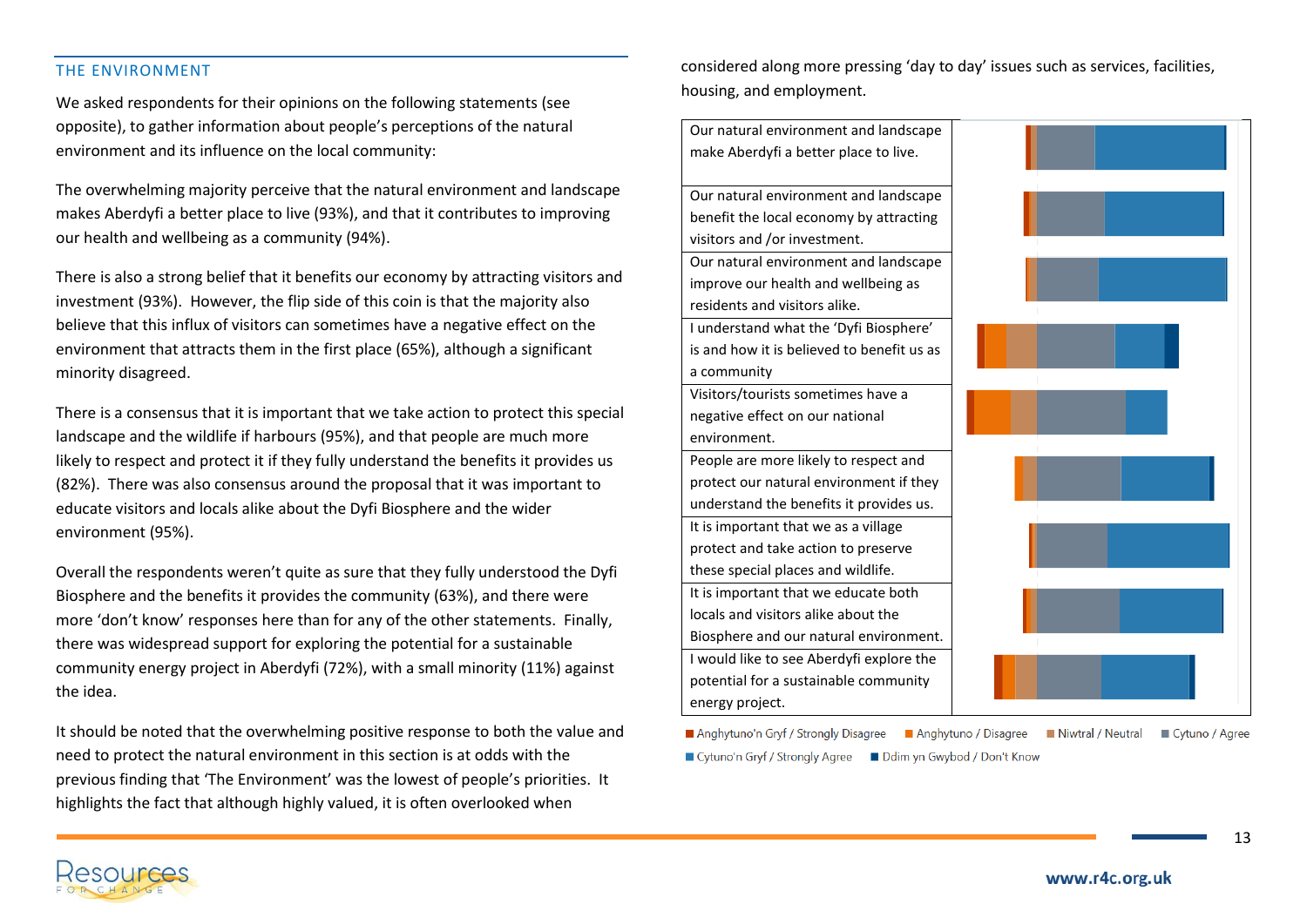## THE ENVIRONMENT

We asked respondents for their opinions on the following statements (see opposite), to gather information about people's perceptions of the natural environment and its influence on the local community:

The overwhelming majority perceive that the natural environment and landscape makes Aberdyfi a better place to live (93%), and that it contributes to improving our health and wellbeing as a community (94%).

There is also a strong belief that it benefits our economy by attracting visitors and investment (93%). However, the flip side of this coin is that the majority also believe that this influx of visitors can sometimes have a negative effect on the environment that attracts them in the first place (65%), although a significant minority disagreed.

There is a consensus that it is important that we take action to protect this special landscape and the wildlife if harbours (95%), and that people are much more likely to respect and protect it if they fully understand the benefits it provides us (82%). There was also consensus around the proposal that it was important to educate visitors and locals alike about the Dyfi Biosphere and the wider environment (95%).

Overall the respondents weren't quite as sure that they fully understood the Dyfi Biosphere and the benefits it provides the community (63%), and there were more 'don't know' responses here than for any of the other statements. Finally, there was widespread support for exploring the potential for a sustainable community energy project in Aberdyfi (72%), with a small minority (11%) against the idea.

It should be noted that the overwhelming positive response to both the value and need to protect the natural environment in this section is at odds with the previous finding that 'The Environment' was the lowest of people's priorities. It highlights the fact that although highly valued, it is often overlooked when considered along more pressing 'day to day' issues such as services, facilities, housing, and employment.

Our natural environment and landscape make Aberdyfi a better place to live.

Our natural environment and landscape benefit the local economy by attracting visitors and /or investment.

Our natural environment and landscape improve our health and wellbeing as residents and visitors alike.

I understand what the 'Dyfi Biosphere' is and how it is believed to benefit us as a community

Visitors/tourists sometimes have a negative effect on our national environment.

People are more likely to respect and protect our natural environment if they understand the benefits it provides us.

It is important that we as a village protect and take action to preserve these special places and wildlife.

It is important that we educate both locals and visitors alike about the Biosphere and our natural environment.

I would like to see Aberdyfi explore the potential for a sustainable community energy project.

Anghytuno'n Gryf / Strongly Disagree
Anghytuno / Disagree
Niwtral / Neutral
Cytuno / Agree
Cytuno'n Gryf / Strongly Agree
Ddim yn Gwybod / Don't Know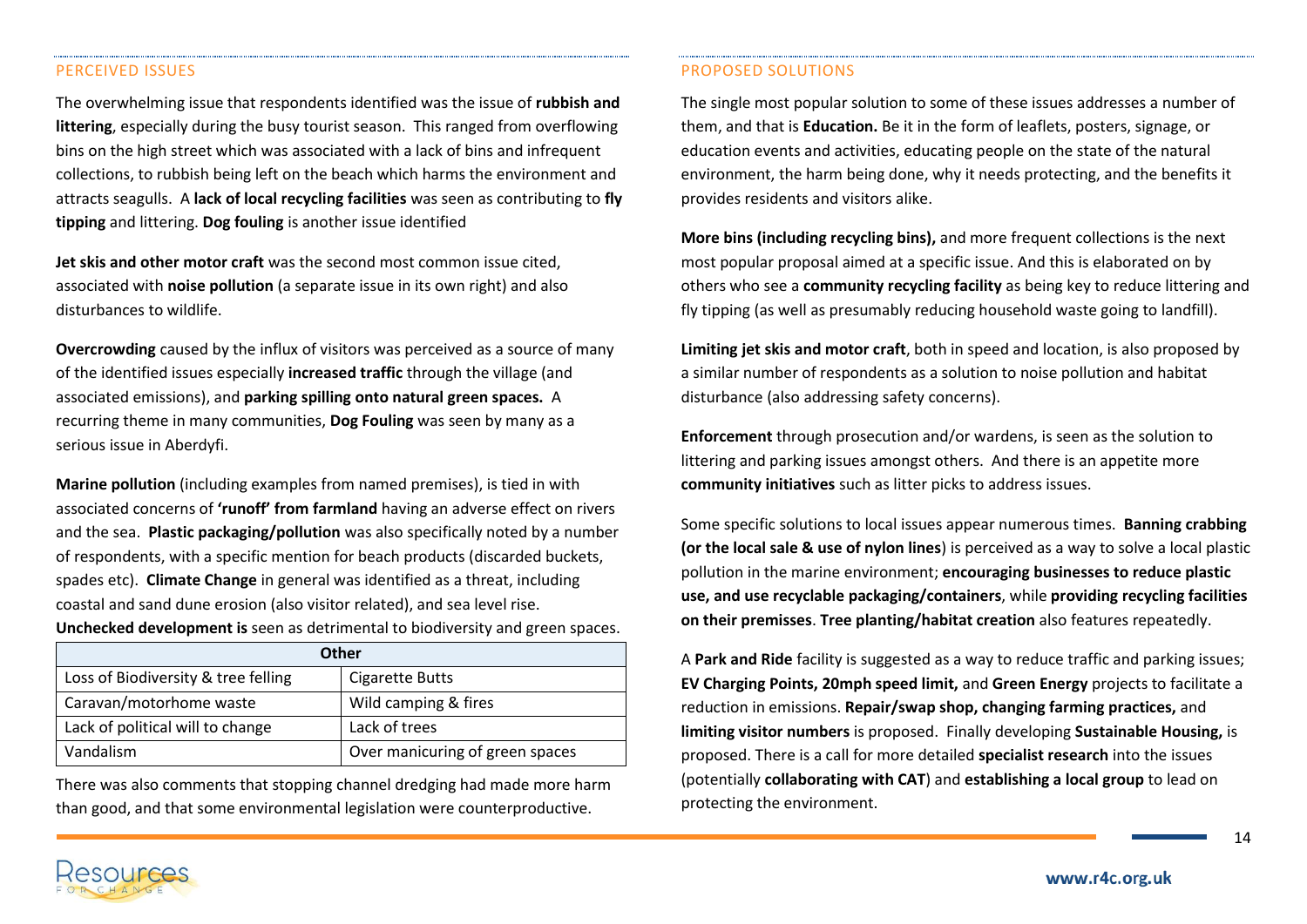## PERCEIVED ISSUES

The overwhelming issue that respondents identified was the issue of **rubbish and littering**, especially during the busy tourist season. This ranged from overflowing bins on the high street which was associated with a lack of bins and infrequent collections, to rubbish being left on the beach which harms the environment and attracts seagulls. A **lack of local recycling facilities** was seen as contributing to **fly tipping** and littering. **Dog fouling** is another issue identified

**Jet skis and other motor craft** was the second most common issue cited, associated with **noise pollution** (a separate issue in its own right) and also disturbances to wildlife.

**Overcrowding** caused by the influx of visitors was perceived as a source of many of the identified issues especially **increased traffic** through the village (and associated emissions), and **parking spilling onto natural green spaces.** A recurring theme in many communities, **Dog Fouling** was seen by many as a serious issue in Aberdyfi.

**Marine pollution** (including examples from named premises), is tied in with associated concerns of **'runoff' from farmland** having an adverse effect on rivers and the sea. **Plastic packaging/pollution** was also specifically noted by a number of respondents, with a specific mention for beach products (discarded buckets, spades etc). **Climate Change** in general was identified as a threat, including coastal and sand dune erosion (also visitor related), and sea level rise. **Unchecked development is** seen as detrimental to biodiversity and green spaces.

| Other | |
|---|---|
| Loss of Biodiversity & tree felling | Cigarette Butts |
| Caravan/motorhome waste | Wild camping & fires |
| Lack of political will to change | Lack of trees |
| Vandalism | Over manicuring of green spaces |

There was also comments that stopping channel dredging had made more harm than good, and that some environmental legislation were counterproductive.

## PROPOSED SOLUTIONS

The single most popular solution to some of these issues addresses a number of them, and that is **Education.** Be it in the form of leaflets, posters, signage, or education events and activities, educating people on the state of the natural environment, the harm being done, why it needs protecting, and the benefits it provides residents and visitors alike.

**More bins (including recycling bins),** and more frequent collections is the next most popular proposal aimed at a specific issue. And this is elaborated on by others who see a **community recycling facility** as being key to reduce littering and fly tipping (as well as presumably reducing household waste going to landfill).

**Limiting jet skis and motor craft**, both in speed and location, is also proposed by a similar number of respondents as a solution to noise pollution and habitat disturbance (also addressing safety concerns).

**Enforcement** through prosecution and/or wardens, is seen as the solution to littering and parking issues amongst others. And there is an appetite more **community initiatives** such as litter picks to address issues.

Some specific solutions to local issues appear numerous times. **Banning crabbing (or the local sale & use of nylon lines**) is perceived as a way to solve a local plastic pollution in the marine environment; **encouraging businesses to reduce plastic use, and use recyclable packaging/containers**, while **providing recycling facilities on their premises**. **Tree planting/habitat creation** also features repeatedly.

A **Park and Ride** facility is suggested as a way to reduce traffic and parking issues; **EV Charging Points, 20mph speed limit,** and **Green Energy** projects to facilitate a reduction in emissions. **Repair/swap shop, changing farming practices,** and **limiting visitor numbers** is proposed. Finally developing **Sustainable Housing,** is proposed. There is a call for more detailed **specialist research** into the issues (potentially **collaborating with CAT**) and **establishing a local group** to lead on protecting the environment.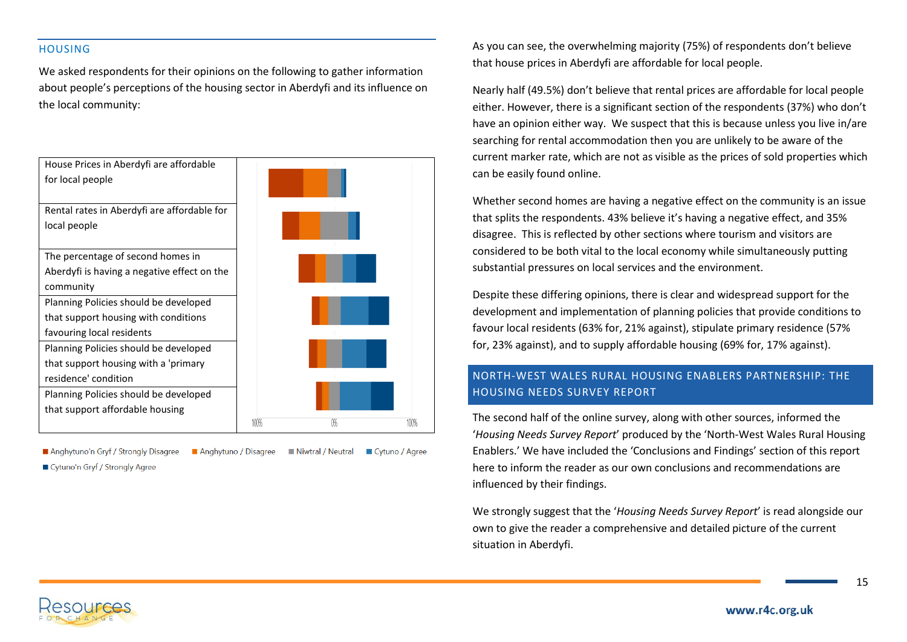## HOUSING

We asked respondents for their opinions on the following to gather information about people's perceptions of the housing sector in Aberdyfi and its influence on the local community:

House Prices in Aberdyfi are affordable for local people

Rental rates in Aberdyfi are affordable for local people

The percentage of second homes in Aberdyfi is having a negative effect on the community

Planning Policies should be developed that support housing with conditions favouring local residents

Planning Policies should be developed that support housing with a 'primary residence' condition

Planning Policies should be developed that support affordable housing

100% 0% 100%

Anghytuno'n Gryf / Strongly Disagree
Anghytuno / Disagree
Niwtral / Neutral
Cytuno / Agree
Cytuno'n Gryf / Strongly Agree

As you can see, the overwhelming majority (75%) of respondents don't believe that house prices in Aberdyfi are affordable for local people.

Nearly half (49.5%) don't believe that rental prices are affordable for local people either. However, there is a significant section of the respondents (37%) who don't have an opinion either way. We suspect that this is because unless you live in/are searching for rental accommodation then you are unlikely to be aware of the current marker rate, which are not as visible as the prices of sold properties which can be easily found online.

Whether second homes are having a negative effect on the community is an issue that splits the respondents. 43% believe it's having a negative effect, and 35% disagree. This is reflected by other sections where tourism and visitors are considered to be both vital to the local economy while simultaneously putting substantial pressures on local services and the environment.

Despite these differing opinions, there is clear and widespread support for the development and implementation of planning policies that provide conditions to favour local residents (63% for, 21% against), stipulate primary residence (57% for, 23% against), and to supply affordable housing (69% for, 17% against).

## NORTH-WEST WALES RURAL HOUSING ENABLERS PARTNERSHIP: THE HOUSING NEEDS SURVEY REPORT

The second half of the online survey, along with other sources, informed the '*Housing Needs Survey Report*' produced by the 'North-West Wales Rural Housing Enablers.' We have included the 'Conclusions and Findings' section of this report here to inform the reader as our own conclusions and recommendations are influenced by their findings.

We strongly suggest that the '*Housing Needs Survey Report*' is read alongside our own to give the reader a comprehensive and detailed picture of the current situation in Aberdyfi.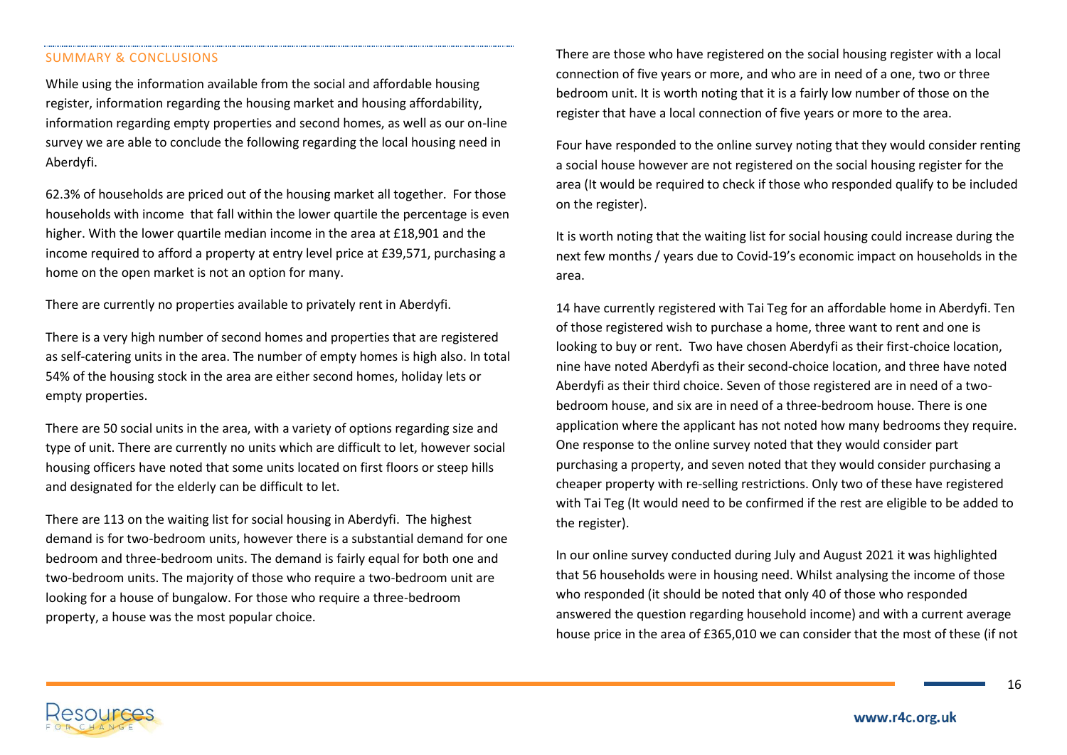## SUMMARY & CONCLUSIONS

While using the information available from the social and affordable housing register, information regarding the housing market and housing affordability, information regarding empty properties and second homes, as well as our on-line survey we are able to conclude the following regarding the local housing need in Aberdyfi.

62.3% of households are priced out of the housing market all together. For those households with income that fall within the lower quartile the percentage is even higher. With the lower quartile median income in the area at £18,901 and the income required to afford a property at entry level price at £39,571, purchasing a home on the open market is not an option for many.

There are currently no properties available to privately rent in Aberdyfi.

There is a very high number of second homes and properties that are registered as self-catering units in the area. The number of empty homes is high also. In total 54% of the housing stock in the area are either second homes, holiday lets or empty properties.

There are 50 social units in the area, with a variety of options regarding size and type of unit. There are currently no units which are difficult to let, however social housing officers have noted that some units located on first floors or steep hills and designated for the elderly can be difficult to let.

There are 113 on the waiting list for social housing in Aberdyfi. The highest demand is for two-bedroom units, however there is a substantial demand for one bedroom and three-bedroom units. The demand is fairly equal for both one and two-bedroom units. The majority of those who require a two-bedroom unit are looking for a house of bungalow. For those who require a three-bedroom property, a house was the most popular choice.

There are those who have registered on the social housing register with a local connection of five years or more, and who are in need of a one, two or three bedroom unit. It is worth noting that it is a fairly low number of those on the register that have a local connection of five years or more to the area.

Four have responded to the online survey noting that they would consider renting a social house however are not registered on the social housing register for the area (It would be required to check if those who responded qualify to be included on the register).

It is worth noting that the waiting list for social housing could increase during the next few months / years due to Covid-19's economic impact on households in the area.

14 have currently registered with Tai Teg for an affordable home in Aberdyfi. Ten of those registered wish to purchase a home, three want to rent and one is looking to buy or rent. Two have chosen Aberdyfi as their first-choice location, nine have noted Aberdyfi as their second-choice location, and three have noted Aberdyfi as their third choice. Seven of those registered are in need of a two-bedroom house, and six are in need of a three-bedroom house. There is one application where the applicant has not noted how many bedrooms they require. One response to the online survey noted that they would consider part purchasing a property, and seven noted that they would consider purchasing a cheaper property with re-selling restrictions. Only two of these have registered with Tai Teg (It would need to be confirmed if the rest are eligible to be added to the register).

In our online survey conducted during July and August 2021 it was highlighted that 56 households were in housing need. Whilst analysing the income of those who responded (it should be noted that only 40 of those who responded answered the question regarding household income) and with a current average house price in the area of £365,010 we can consider that the most of these (if not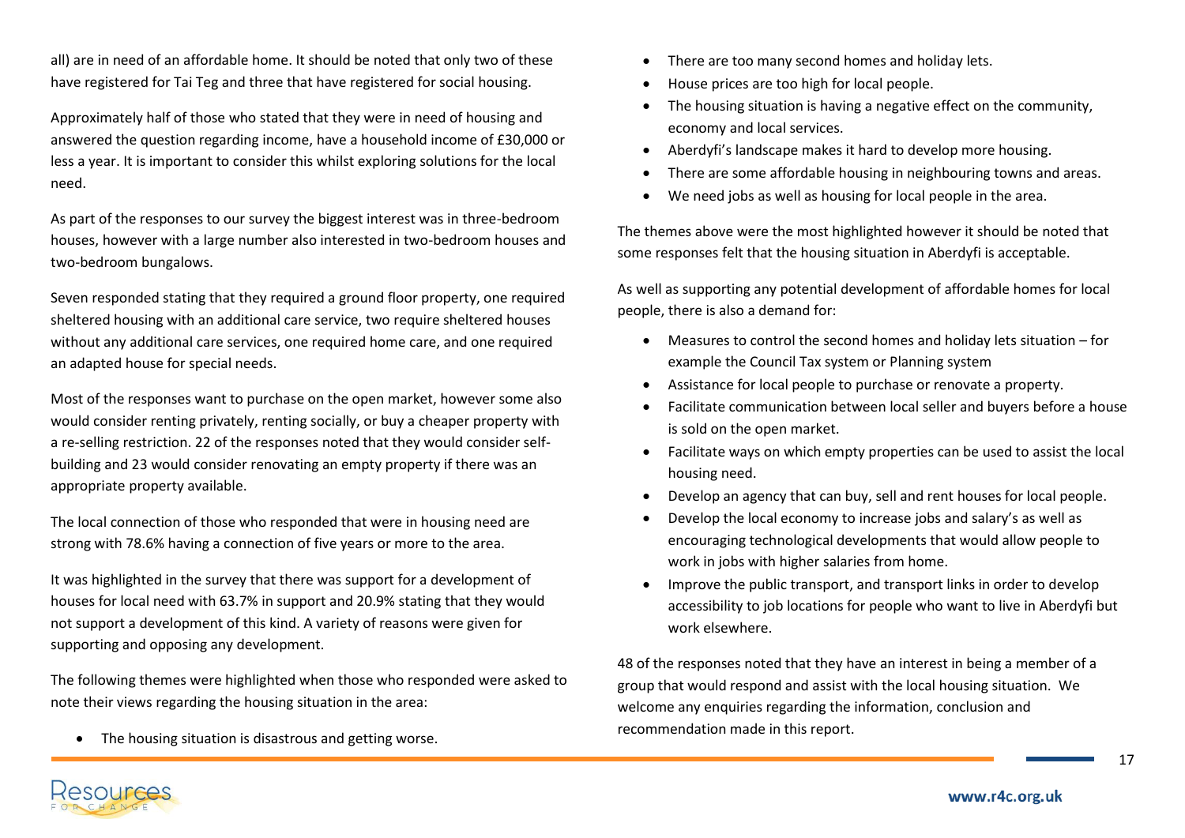all) are in need of an affordable home. It should be noted that only two of these have registered for Tai Teg and three that have registered for social housing.

Approximately half of those who stated that they were in need of housing and answered the question regarding income, have a household income of £30,000 or less a year. It is important to consider this whilst exploring solutions for the local need.

As part of the responses to our survey the biggest interest was in three-bedroom houses, however with a large number also interested in two-bedroom houses and two-bedroom bungalows.

Seven responded stating that they required a ground floor property, one required sheltered housing with an additional care service, two require sheltered houses without any additional care services, one required home care, and one required an adapted house for special needs.

Most of the responses want to purchase on the open market, however some also would consider renting privately, renting socially, or buy a cheaper property with a re-selling restriction. 22 of the responses noted that they would consider self-building and 23 would consider renovating an empty property if there was an appropriate property available.

The local connection of those who responded that were in housing need are strong with 78.6% having a connection of five years or more to the area.

It was highlighted in the survey that there was support for a development of houses for local need with 63.7% in support and 20.9% stating that they would not support a development of this kind. A variety of reasons were given for supporting and opposing any development.

The following themes were highlighted when those who responded were asked to note their views regarding the housing situation in the area:

- The housing situation is disastrous and getting worse.
- There are too many second homes and holiday lets.
- House prices are too high for local people.
- The housing situation is having a negative effect on the community, economy and local services.
- Aberdyfi's landscape makes it hard to develop more housing.
- There are some affordable housing in neighbouring towns and areas.
- We need jobs as well as housing for local people in the area.

The themes above were the most highlighted however it should be noted that some responses felt that the housing situation in Aberdyfi is acceptable.

As well as supporting any potential development of affordable homes for local people, there is also a demand for:

- Measures to control the second homes and holiday lets situation – for example the Council Tax system or Planning system
- Assistance for local people to purchase or renovate a property.
- Facilitate communication between local seller and buyers before a house is sold on the open market.
- Facilitate ways on which empty properties can be used to assist the local housing need.
- Develop an agency that can buy, sell and rent houses for local people.
- Develop the local economy to increase jobs and salary's as well as encouraging technological developments that would allow people to work in jobs with higher salaries from home.
- Improve the public transport, and transport links in order to develop accessibility to job locations for people who want to live in Aberdyfi but work elsewhere.

48 of the responses noted that they have an interest in being a member of a group that would respond and assist with the local housing situation. We welcome any enquiries regarding the information, conclusion and recommendation made in this report.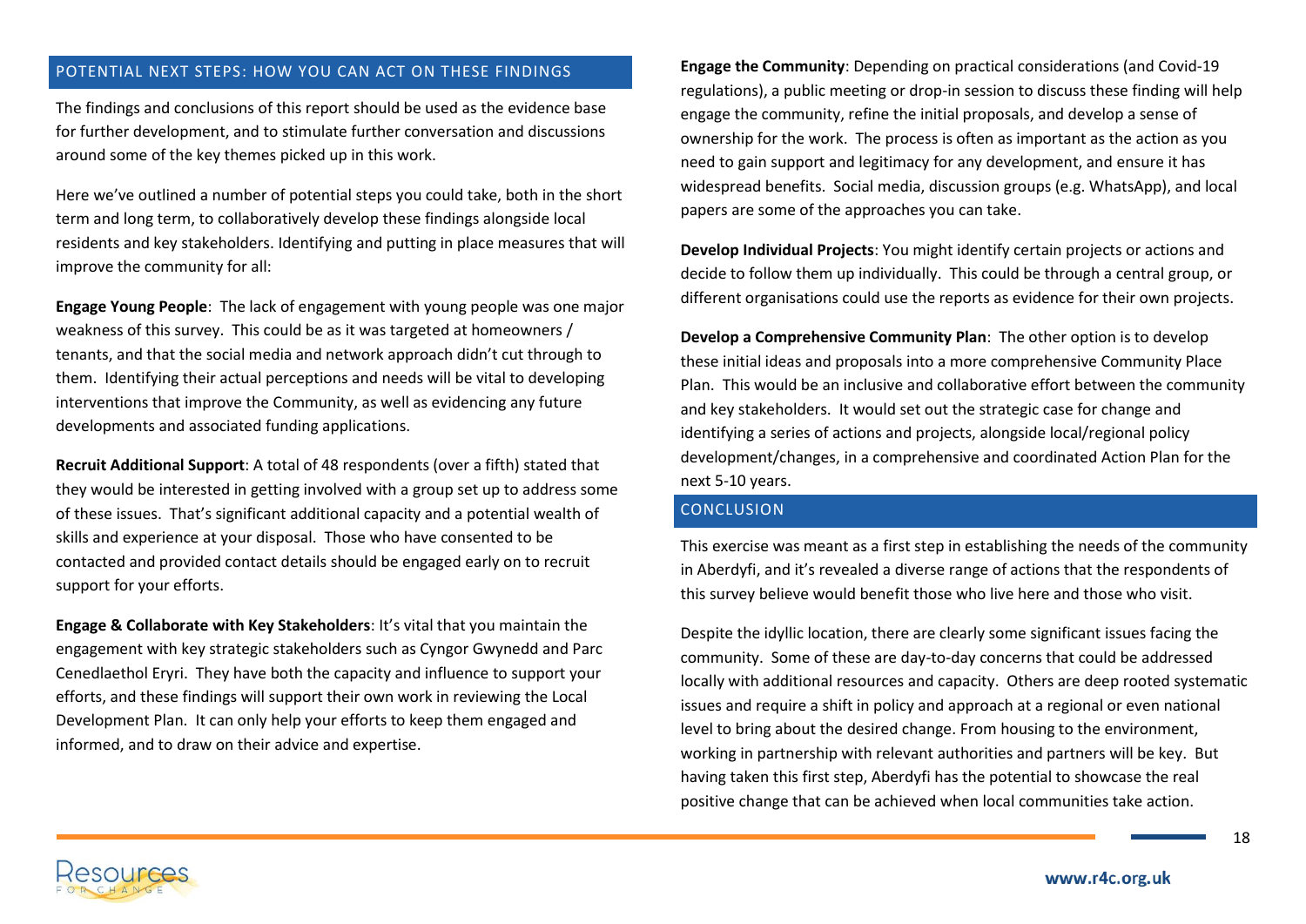## POTENTIAL NEXT STEPS: HOW YOU CAN ACT ON THESE FINDINGS

The findings and conclusions of this report should be used as the evidence base for further development, and to stimulate further conversation and discussions around some of the key themes picked up in this work.

Here we've outlined a number of potential steps you could take, both in the short term and long term, to collaboratively develop these findings alongside local residents and key stakeholders. Identifying and putting in place measures that will improve the community for all:

**Engage Young People**: The lack of engagement with young people was one major weakness of this survey. This could be as it was targeted at homeowners / tenants, and that the social media and network approach didn't cut through to them. Identifying their actual perceptions and needs will be vital to developing interventions that improve the Community, as well as evidencing any future developments and associated funding applications.

**Recruit Additional Support**: A total of 48 respondents (over a fifth) stated that they would be interested in getting involved with a group set up to address some of these issues. That's significant additional capacity and a potential wealth of skills and experience at your disposal. Those who have consented to be contacted and provided contact details should be engaged early on to recruit support for your efforts.

**Engage & Collaborate with Key Stakeholders**: It's vital that you maintain the engagement with key strategic stakeholders such as Cyngor Gwynedd and Parc Cenedlaethol Eryri. They have both the capacity and influence to support your efforts, and these findings will support their own work in reviewing the Local Development Plan. It can only help your efforts to keep them engaged and informed, and to draw on their advice and expertise.

**Engage the Community**: Depending on practical considerations (and Covid-19 regulations), a public meeting or drop-in session to discuss these finding will help engage the community, refine the initial proposals, and develop a sense of ownership for the work. The process is often as important as the action as you need to gain support and legitimacy for any development, and ensure it has widespread benefits. Social media, discussion groups (e.g. WhatsApp), and local papers are some of the approaches you can take.

**Develop Individual Projects**: You might identify certain projects or actions and decide to follow them up individually. This could be through a central group, or different organisations could use the reports as evidence for their own projects.

**Develop a Comprehensive Community Plan**: The other option is to develop these initial ideas and proposals into a more comprehensive Community Place Plan. This would be an inclusive and collaborative effort between the community and key stakeholders. It would set out the strategic case for change and identifying a series of actions and projects, alongside local/regional policy development/changes, in a comprehensive and coordinated Action Plan for the next 5-10 years.

## CONCLUSION

This exercise was meant as a first step in establishing the needs of the community in Aberdyfi, and it's revealed a diverse range of actions that the respondents of this survey believe would benefit those who live here and those who visit.

Despite the idyllic location, there are clearly some significant issues facing the community. Some of these are day-to-day concerns that could be addressed locally with additional resources and capacity. Others are deep rooted systematic issues and require a shift in policy and approach at a regional or even national level to bring about the desired change. From housing to the environment, working in partnership with relevant authorities and partners will be key. But having taken this first step, Aberdyfi has the potential to showcase the real positive change that can be achieved when local communities take action.